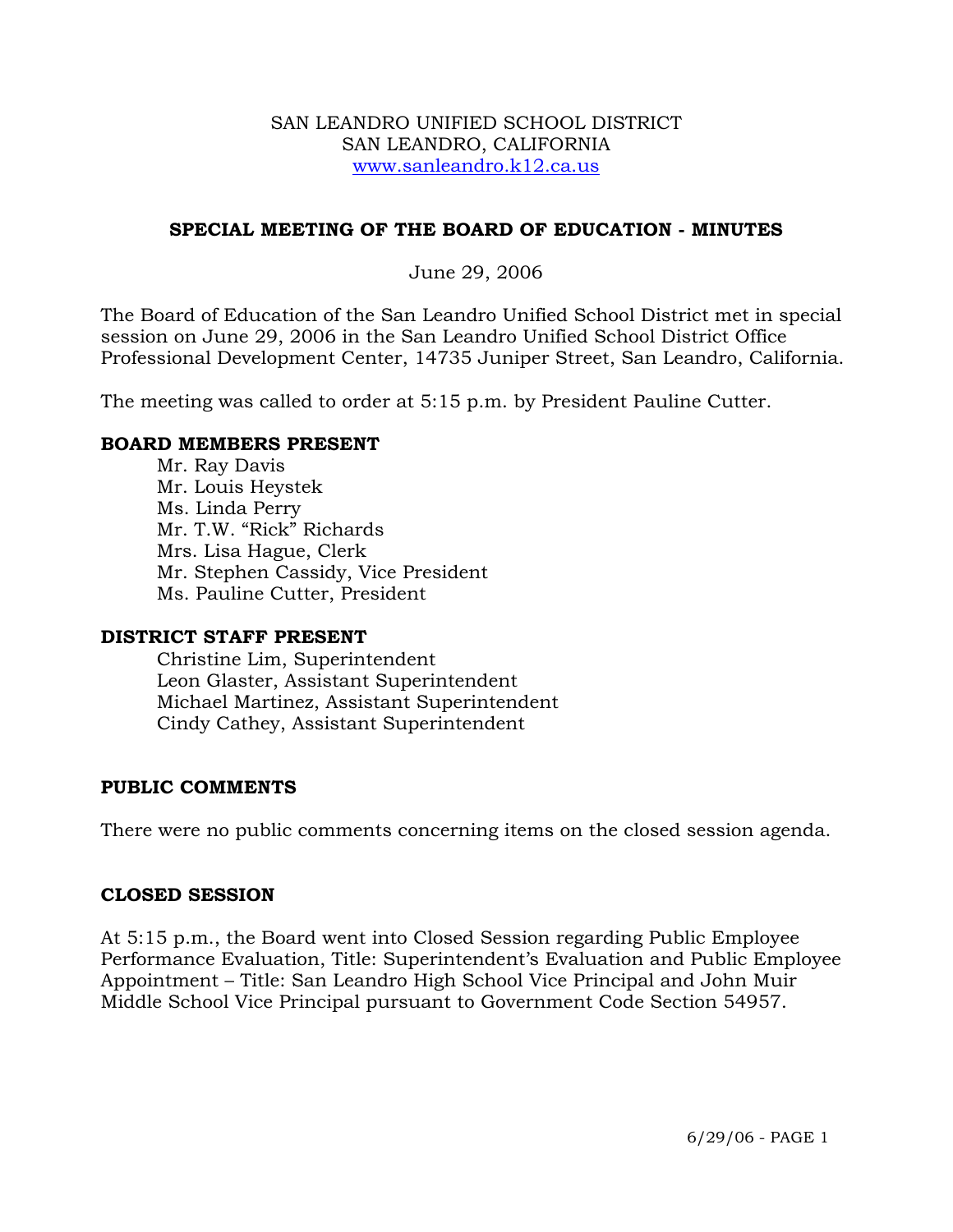SAN LEANDRO UNIFIED SCHOOL DISTRICT
SAN LEANDRO, CALIFORNIA
www.sanleandro.k12.ca.us

## SPECIAL MEETING OF THE BOARD OF EDUCATION - MINUTES

June 29, 2006

The Board of Education of the San Leandro Unified School District met in special session on June 29, 2006 in the San Leandro Unified School District Office Professional Development Center, 14735 Juniper Street, San Leandro, California.

The meeting was called to order at 5:15 p.m. by President Pauline Cutter.

### BOARD MEMBERS PRESENT

Mr. Ray Davis
Mr. Louis Heystek
Ms. Linda Perry
Mr. T.W. "Rick" Richards
Mrs. Lisa Hague, Clerk
Mr. Stephen Cassidy, Vice President
Ms. Pauline Cutter, President

### DISTRICT STAFF PRESENT

Christine Lim, Superintendent
Leon Glaster, Assistant Superintendent
Michael Martinez, Assistant Superintendent
Cindy Cathey, Assistant Superintendent

### PUBLIC COMMENTS

There were no public comments concerning items on the closed session agenda.

### CLOSED SESSION

At 5:15 p.m., the Board went into Closed Session regarding Public Employee Performance Evaluation, Title: Superintendent's Evaluation and Public Employee Appointment – Title: San Leandro High School Vice Principal and John Muir Middle School Vice Principal pursuant to Government Code Section 54957.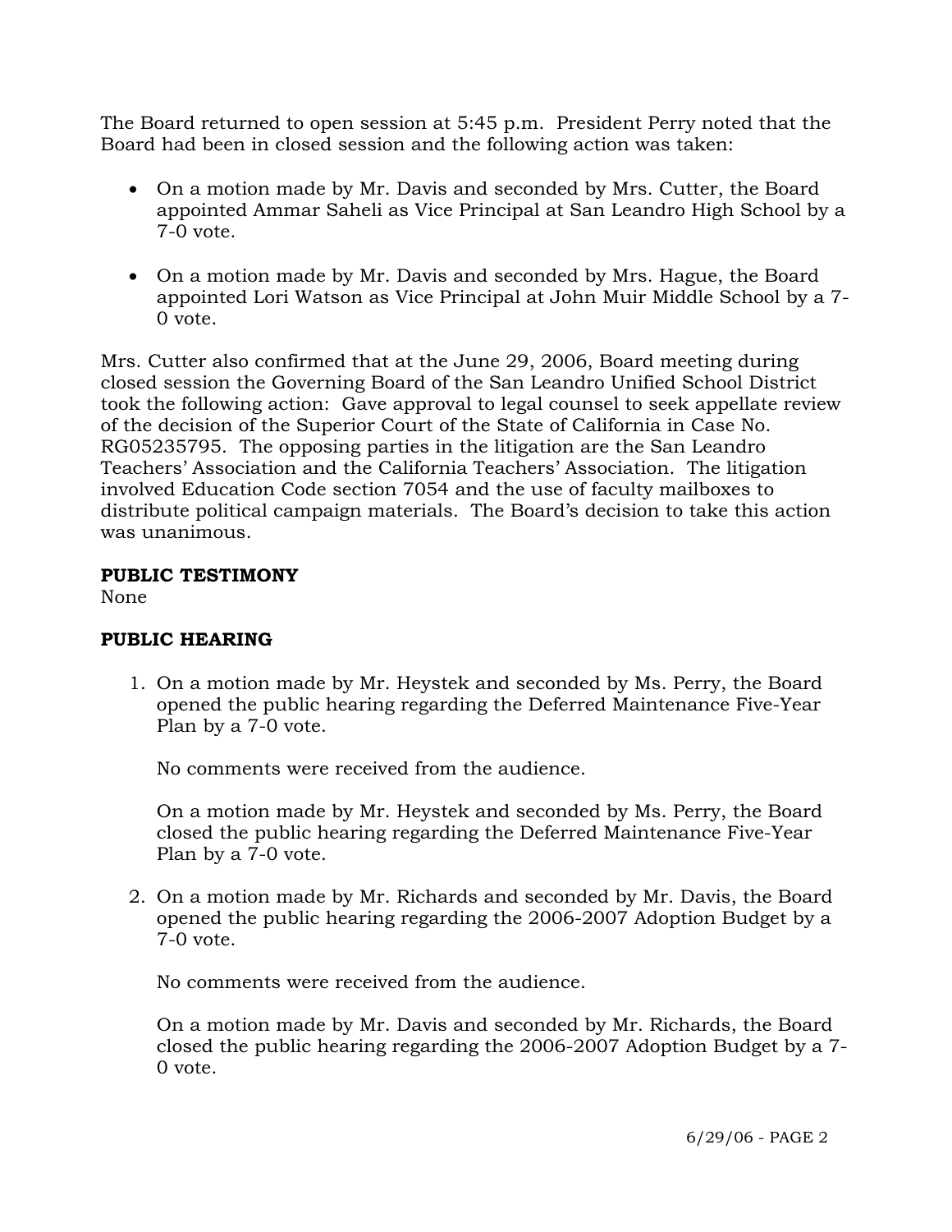The Board returned to open session at 5:45 p.m. President Perry noted that the Board had been in closed session and the following action was taken:

- On a motion made by Mr. Davis and seconded by Mrs. Cutter, the Board appointed Ammar Saheli as Vice Principal at San Leandro High School by a 7-0 vote.
- On a motion made by Mr. Davis and seconded by Mrs. Hague, the Board appointed Lori Watson as Vice Principal at John Muir Middle School by a 7-0 vote.

Mrs. Cutter also confirmed that at the June 29, 2006, Board meeting during closed session the Governing Board of the San Leandro Unified School District took the following action: Gave approval to legal counsel to seek appellate review of the decision of the Superior Court of the State of California in Case No. RG05235795. The opposing parties in the litigation are the San Leandro Teachers' Association and the California Teachers' Association. The litigation involved Education Code section 7054 and the use of faculty mailboxes to distribute political campaign materials. The Board's decision to take this action was unanimous.

**PUBLIC TESTIMONY**

None

**PUBLIC HEARING**

1. On a motion made by Mr. Heystek and seconded by Ms. Perry, the Board opened the public hearing regarding the Deferred Maintenance Five-Year Plan by a 7-0 vote.

   No comments were received from the audience.

   On a motion made by Mr. Heystek and seconded by Ms. Perry, the Board closed the public hearing regarding the Deferred Maintenance Five-Year Plan by a 7-0 vote.

2. On a motion made by Mr. Richards and seconded by Mr. Davis, the Board opened the public hearing regarding the 2006-2007 Adoption Budget by a 7-0 vote.

   No comments were received from the audience.

   On a motion made by Mr. Davis and seconded by Mr. Richards, the Board closed the public hearing regarding the 2006-2007 Adoption Budget by a 7-0 vote.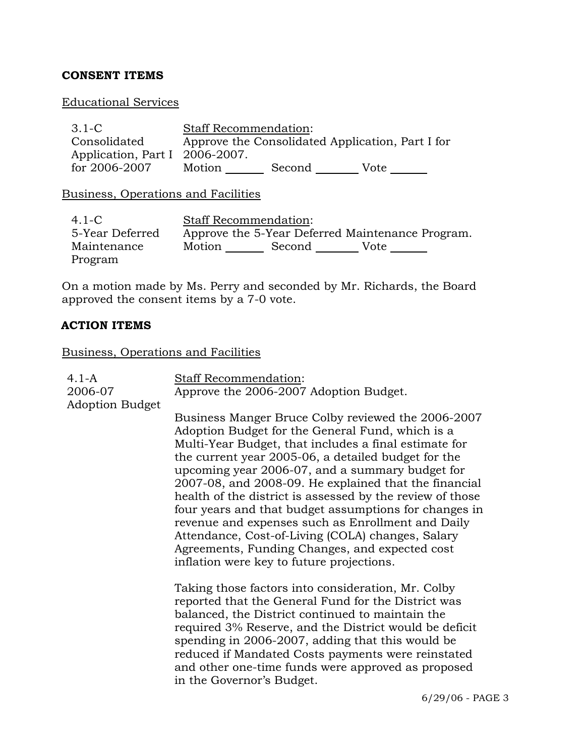**CONSENT ITEMS**

Educational Services

| | |
|---|---|
| 3.1-C Consolidated Application, Part I for 2006-2007 | Staff Recommendation: Approve the Consolidated Application, Part I for 2006-2007. Motion ______ Second _______ Vote ______ |

Business, Operations and Facilities

| | |
|---|---|
| 4.1-C 5-Year Deferred Maintenance Program | Staff Recommendation: Approve the 5-Year Deferred Maintenance Program. Motion ______ Second _______ Vote ______ |

On a motion made by Ms. Perry and seconded by Mr. Richards, the Board approved the consent items by a 7-0 vote.

**ACTION ITEMS**

Business, Operations and Facilities

4.1-A
2006-07
Adoption Budget

Staff Recommendation:
Approve the 2006-2007 Adoption Budget.

Business Manger Bruce Colby reviewed the 2006-2007 Adoption Budget for the General Fund, which is a Multi-Year Budget, that includes a final estimate for the current year 2005-06, a detailed budget for the upcoming year 2006-07, and a summary budget for 2007-08, and 2008-09. He explained that the financial health of the district is assessed by the review of those four years and that budget assumptions for changes in revenue and expenses such as Enrollment and Daily Attendance, Cost-of-Living (COLA) changes, Salary Agreements, Funding Changes, and expected cost inflation were key to future projections.

Taking those factors into consideration, Mr. Colby reported that the General Fund for the District was balanced, the District continued to maintain the required 3% Reserve, and the District would be deficit spending in 2006-2007, adding that this would be reduced if Mandated Costs payments were reinstated and other one-time funds were approved as proposed in the Governor's Budget.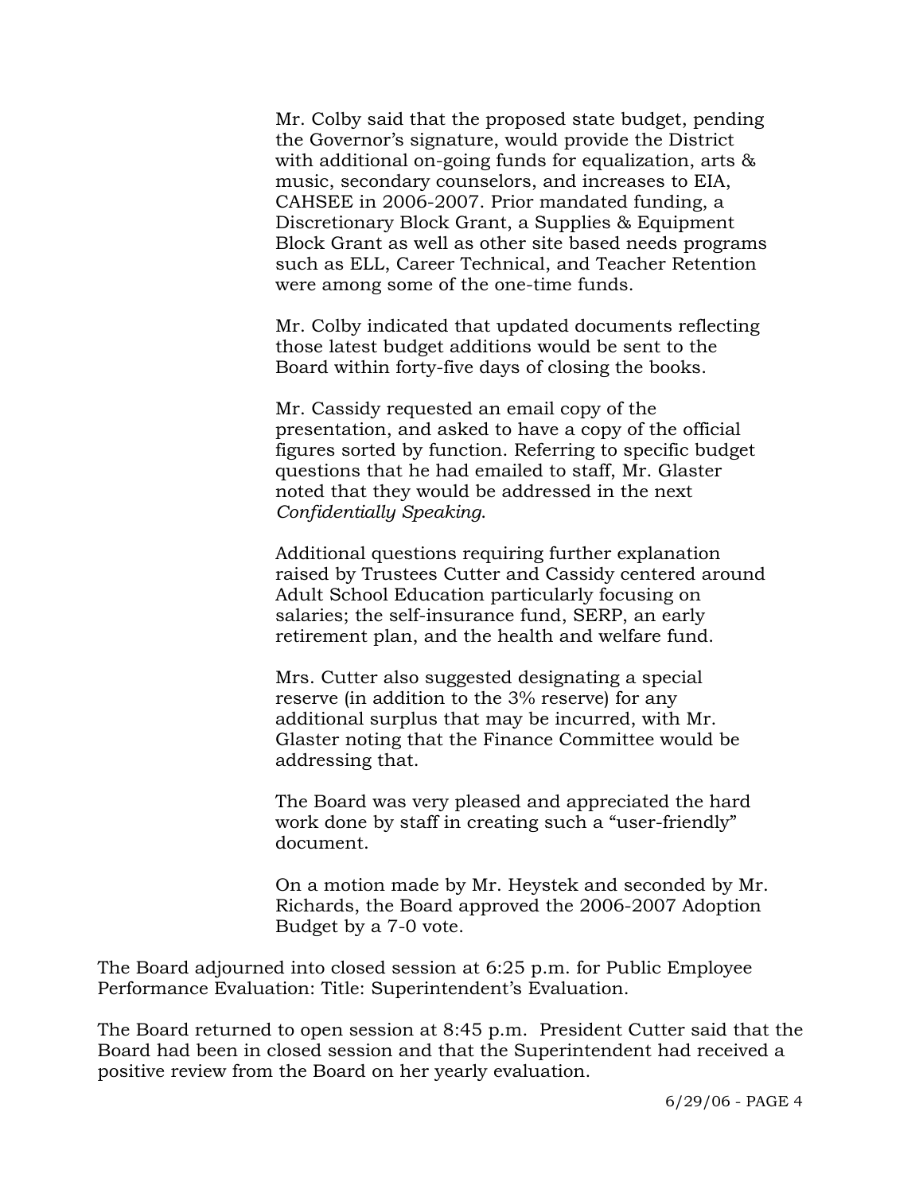Mr. Colby said that the proposed state budget, pending the Governor's signature, would provide the District with additional on-going funds for equalization, arts & music, secondary counselors, and increases to EIA, CAHSEE in 2006-2007. Prior mandated funding, a Discretionary Block Grant, a Supplies & Equipment Block Grant as well as other site based needs programs such as ELL, Career Technical, and Teacher Retention were among some of the one-time funds.

Mr. Colby indicated that updated documents reflecting those latest budget additions would be sent to the Board within forty-five days of closing the books.

Mr. Cassidy requested an email copy of the presentation, and asked to have a copy of the official figures sorted by function. Referring to specific budget questions that he had emailed to staff, Mr. Glaster noted that they would be addressed in the next *Confidentially Speaking*.

Additional questions requiring further explanation raised by Trustees Cutter and Cassidy centered around Adult School Education particularly focusing on salaries; the self-insurance fund, SERP, an early retirement plan, and the health and welfare fund.

Mrs. Cutter also suggested designating a special reserve (in addition to the 3% reserve) for any additional surplus that may be incurred, with Mr. Glaster noting that the Finance Committee would be addressing that.

The Board was very pleased and appreciated the hard work done by staff in creating such a "user-friendly" document.

On a motion made by Mr. Heystek and seconded by Mr. Richards, the Board approved the 2006-2007 Adoption Budget by a 7-0 vote.

The Board adjourned into closed session at 6:25 p.m. for Public Employee Performance Evaluation: Title: Superintendent's Evaluation.

The Board returned to open session at 8:45 p.m. President Cutter said that the Board had been in closed session and that the Superintendent had received a positive review from the Board on her yearly evaluation.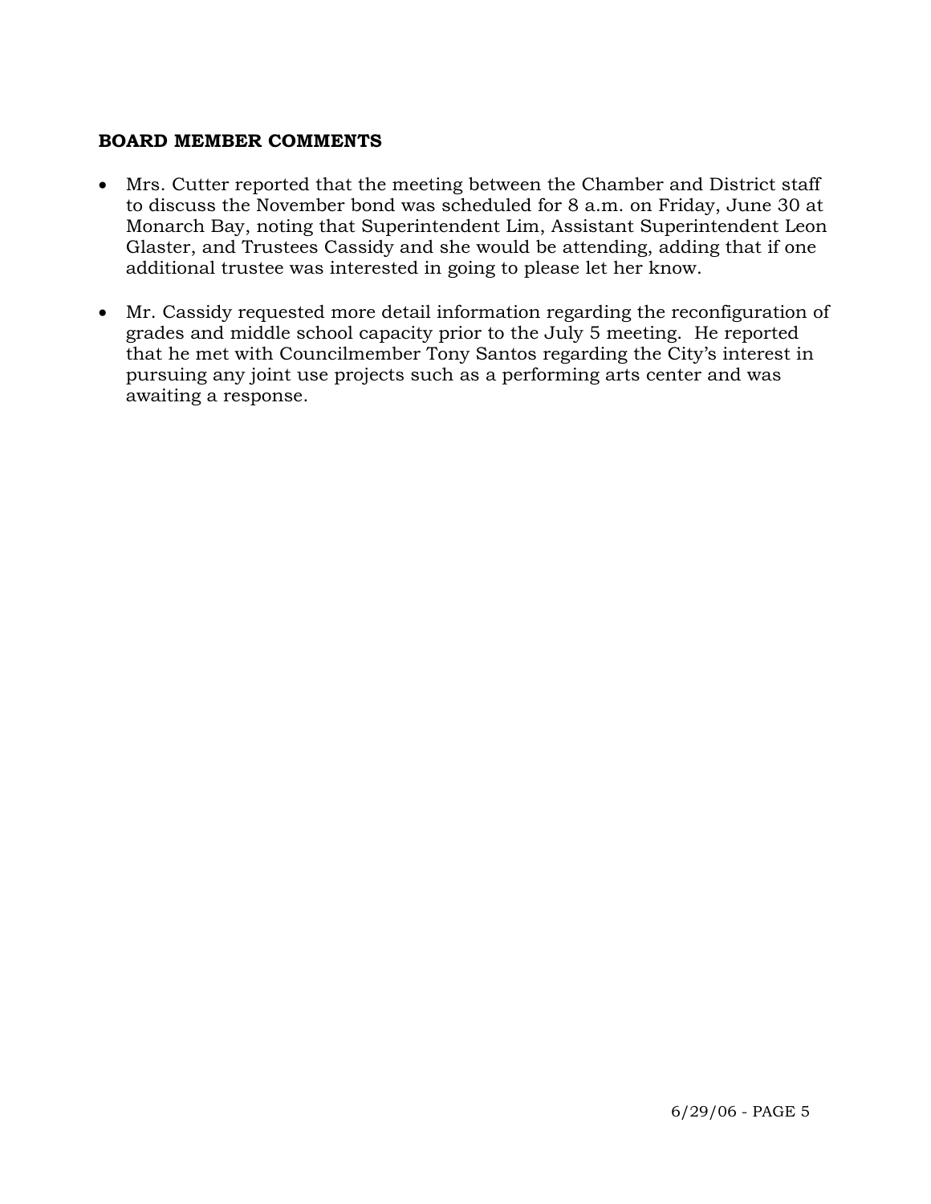**BOARD MEMBER COMMENTS**

- Mrs. Cutter reported that the meeting between the Chamber and District staff to discuss the November bond was scheduled for 8 a.m. on Friday, June 30 at Monarch Bay, noting that Superintendent Lim, Assistant Superintendent Leon Glaster, and Trustees Cassidy and she would be attending, adding that if one additional trustee was interested in going to please let her know.

- Mr. Cassidy requested more detail information regarding the reconfiguration of grades and middle school capacity prior to the July 5 meeting. He reported that he met with Councilmember Tony Santos regarding the City's interest in pursuing any joint use projects such as a performing arts center and was awaiting a response.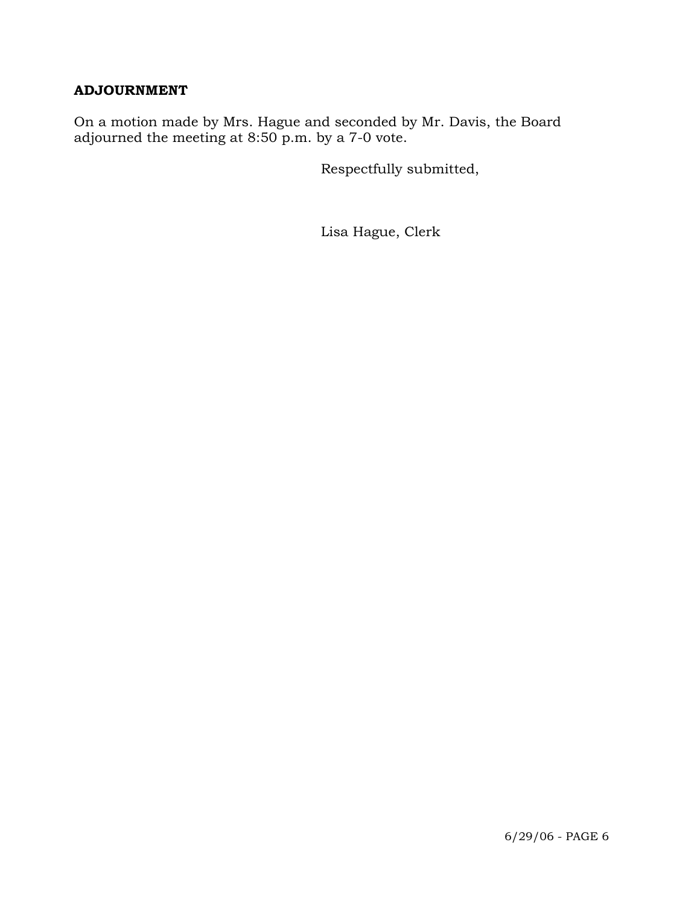**ADJOURNMENT**

On a motion made by Mrs. Hague and seconded by Mr. Davis, the Board adjourned the meeting at 8:50 p.m. by a 7-0 vote.

Respectfully submitted,

Lisa Hague, Clerk